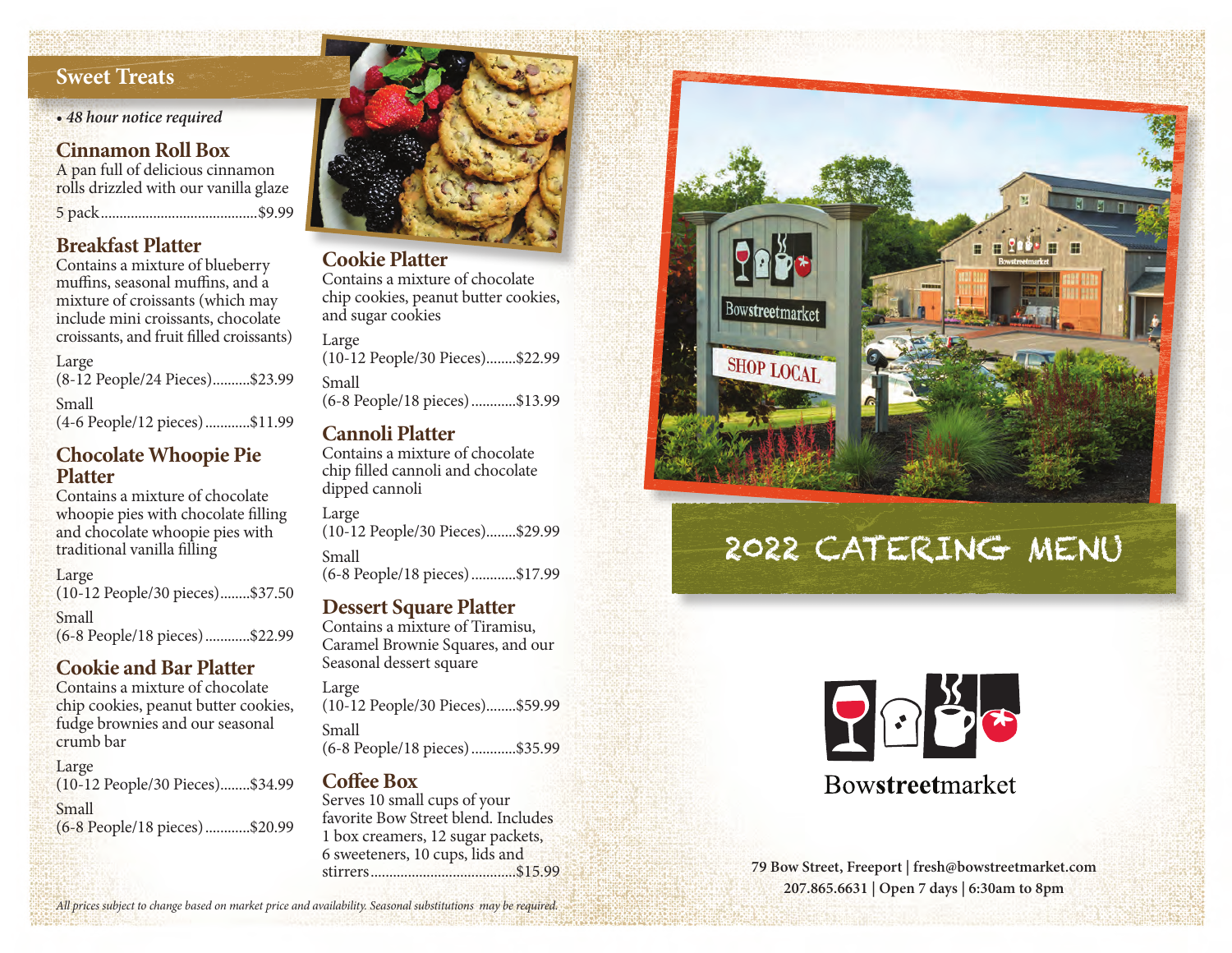## Sweet Treats

- *48 hour notice required*

### Cinnamon Roll Box

A pan full of delicious cinnamon rolls drizzled with our vanilla glaze

5 pack..........................................$9.99

### Breakfast Platter

Contains a mixture of blueberry muffins, seasonal muffins, and a mixture of croissants (which may include mini croissants, chocolate croissants, and fruit filled croissants)

Large
(8-12 People/24 Pieces)..........$23.99

Small
(4-6 People/12 pieces)............$11.99

### Chocolate Whoopie Pie Platter

Contains a mixture of chocolate whoopie pies with chocolate filling and chocolate whoopie pies with traditional vanilla filling

Large
(10-12 People/30 pieces)........$37.50

Small
(6-8 People/18 pieces)............$22.99

### Cookie and Bar Platter

Contains a mixture of chocolate chip cookies, peanut butter cookies, fudge brownies and our seasonal crumb bar

Large
(10-12 People/30 Pieces)........$34.99

Small
(6-8 People/18 pieces)............$20.99

### Cookie Platter

Contains a mixture of chocolate chip cookies, peanut butter cookies, and sugar cookies

Large
(10-12 People/30 Pieces)........$22.99

Small
(6-8 People/18 pieces)............$13.99

### Cannoli Platter

Contains a mixture of chocolate chip filled cannoli and chocolate dipped cannoli

Large
(10-12 People/30 Pieces)........$29.99

Small
(6-8 People/18 pieces)............$17.99

### Dessert Square Platter

Contains a mixture of Tiramisu, Caramel Brownie Squares, and our Seasonal dessert square

Large
(10-12 People/30 Pieces)........$59.99

Small
(6-8 People/18 pieces)............$35.99

### Coffee Box

Serves 10 small cups of your favorite Bow Street blend. Includes 1 box creamers, 12 sugar packets, 6 sweeteners, 10 cups, lids and stirrers.......................................$15.99

*All prices subject to change based on market price and availability. Seasonal substitutions may be required.*

# 2022 CATERING MENU

Bowstreetmarket

**79 Bow Street, Freeport | fresh@bowstreetmarket.com**
**207.865.6631 | Open 7 days | 6:30am to 8pm**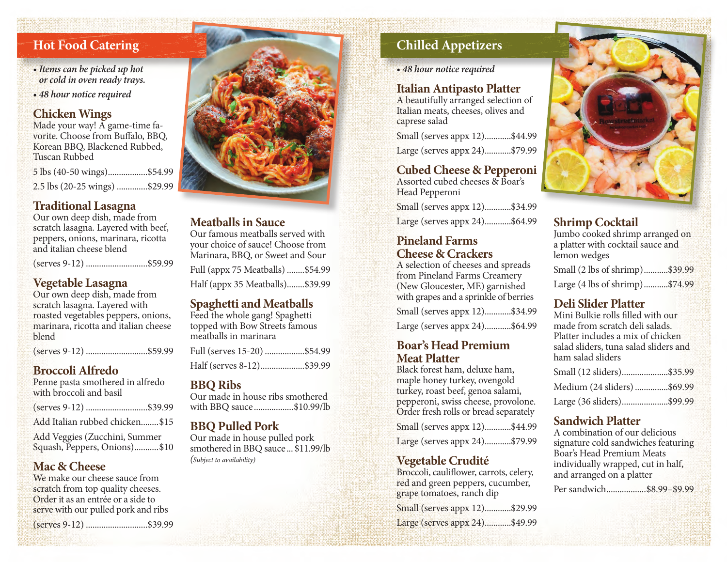## Hot Food Catering

- *Items can be picked up hot or cold in oven ready trays.*
- *48 hour notice required*

### Chicken Wings

Made your way! A game-time favorite. Choose from Buffalo, BBQ, Korean BBQ, Blackened Rubbed, Tuscan Rubbed

5 lbs (40-50 wings)..................$54.99

2.5 lbs (20-25 wings) ..............$29.99

### Traditional Lasagna

Our own deep dish, made from scratch lasagna. Layered with beef, peppers, onions, marinara, ricotta and italian cheese blend

(serves 9-12) ............................$59.99

### Vegetable Lasagna

Our own deep dish, made from scratch lasagna. Layered with roasted vegetables peppers, onions, marinara, ricotta and italian cheese blend

(serves 9-12) ............................$59.99

### Broccoli Alfredo

Penne pasta smothered in alfredo with broccoli and basil

(serves 9-12) ............................$39.99

Add Italian rubbed chicken........$15

Add Veggies (Zucchini, Summer Squash, Peppers, Onions)...........$10

### Mac & Cheese

We make our cheese sauce from scratch from top quality cheeses. Order it as an entrée or a side to serve with our pulled pork and ribs

(serves 9-12) ............................$39.99

### Meatballs in Sauce

Our famous meatballs served with your choice of sauce! Choose from Marinara, BBQ, or Sweet and Sour

Full (appx 75 Meatballs) ........$54.99

Half (appx 35 Meatballs)........$39.99

### Spaghetti and Meatballs

Feed the whole gang! Spaghetti topped with Bow Streets famous meatballs in marinara

Full (serves 15-20) ..................$54.99

Half (serves 8-12)....................$39.99

### BBQ Ribs

Our made in house ribs smothered with BBQ sauce..................$10.99/lb

### BBQ Pulled Pork

Our made in house pulled pork smothered in BBQ sauce ... $11.99/lb

*(Subject to availability)*

## Chilled Appetizers

- *48 hour notice required*

### Italian Antipasto Platter

A beautifully arranged selection of Italian meats, cheeses, olives and caprese salad

Small (serves appx 12)............$44.99

Large (serves appx 24)............$79.99

### Cubed Cheese & Pepperoni

Assorted cubed cheeses & Boar's Head Pepperoni

Small (serves appx 12)............$34.99

Large (serves appx 24)............$64.99

### Pineland Farms Cheese & Crackers

A selection of cheeses and spreads from Pineland Farms Creamery (New Gloucester, ME) garnished with grapes and a sprinkle of berries

Small (serves appx 12)............$34.99

Large (serves appx 24)............$64.99

### Boar's Head Premium Meat Platter

Black forest ham, deluxe ham, maple honey turkey, ovengold turkey, roast beef, genoa salami, pepperoni, swiss cheese, provolone. Order fresh rolls or bread separately

Small (serves appx 12)............$44.99

Large (serves appx 24)............$79.99

### Vegetable Crudité

Broccoli, cauliflower, carrots, celery, red and green peppers, cucumber, grape tomatoes, ranch dip

Small (serves appx 12)............$29.99

Large (serves appx 24)............$49.99

### Shrimp Cocktail

Jumbo cooked shrimp arranged on a platter with cocktail sauce and lemon wedges

Small (2 lbs of shrimp)...........$39.99

Large (4 lbs of shrimp)...........$74.99

### Deli Slider Platter

Mini Bulkie rolls filled with our made from scratch deli salads. Platter includes a mix of chicken salad sliders, tuna salad sliders and ham salad sliders

Small (12 sliders).....................$35.99

Medium (24 sliders) ...............$69.99

Large (36 sliders).....................$99.99

### Sandwich Platter

A combination of our delicious signature cold sandwiches featuring Boar's Head Premium Meats individually wrapped, cut in half, and arranged on a platter

Per sandwich..................$8.99–$9.99